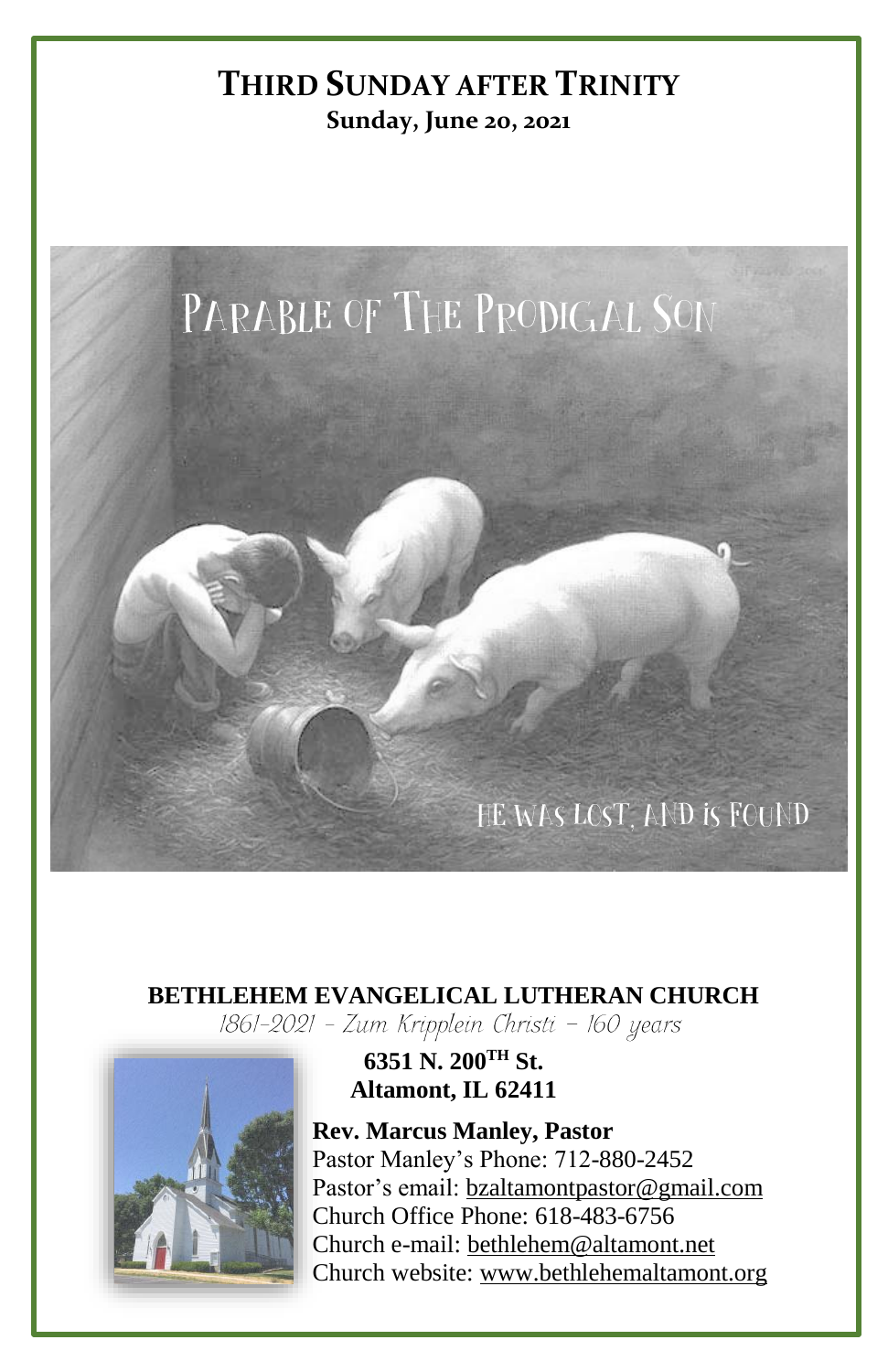# THIRD SUNDAY AFTER TRINITY

**Sunday, June 20, 2021**

PARABLE OF THE PRODIGAL SON

HE WAS LOST, AND IS FOUND

**BETHLEHEM EVANGELICAL LUTHERAN CHURCH**

*1861-2021 – Zum Kripplein Christi – 160 years*

**6351 N. 200TH St.**
**Altamont, IL 62411**

**Rev. Marcus Manley, Pastor**
Pastor Manley's Phone: 712-880-2452
Pastor's email: bzaltamontpastor@gmail.com
Church Office Phone: 618-483-6756
Church e-mail: bethlehem@altamont.net
Church website: www.bethlehemaltamont.org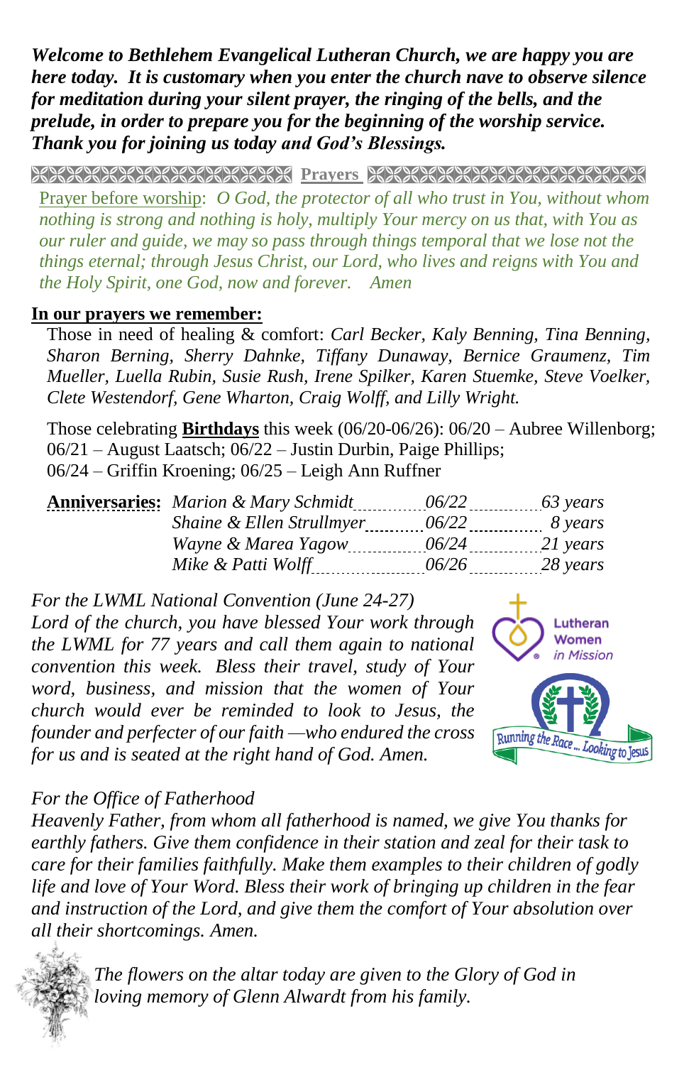***Welcome to Bethlehem Evangelical Lutheran Church, we are happy you are here today. It is customary when you enter the church nave to observe silence for meditation during your silent prayer, the ringing of the bells, and the prelude, in order to prepare you for the beginning of the worship service. Thank you for joining us today and God's Blessings.***

## Prayers

Prayer before worship: *O God, the protector of all who trust in You, without whom nothing is strong and nothing is holy, multiply Your mercy on us that, with You as our ruler and guide, we may so pass through things temporal that we lose not the things eternal; through Jesus Christ, our Lord, who lives and reigns with You and the Holy Spirit, one God, now and forever. Amen*

**In our prayers we remember:**

Those in need of healing & comfort: *Carl Becker, Kaly Benning, Tina Benning, Sharon Berning, Sherry Dahnke, Tiffany Dunaway, Bernice Graumenz, Tim Mueller, Luella Rubin, Susie Rush, Irene Spilker, Karen Stuemke, Steve Voelker, Clete Westendorf, Gene Wharton, Craig Wolff, and Lilly Wright.*

Those celebrating **Birthdays** this week (06/20-06/26): 06/20 – Aubree Willenborg; 06/21 – August Laatsch; 06/22 – Justin Durbin, Paige Phillips; 06/24 – Griffin Kroening; 06/25 – Leigh Ann Ruffner

**Anniversaries:**

| | | |
|---|---|---|
| *Marion & Mary Schmidt* | *06/22* | *63 years* |
| *Shaine & Ellen Strullmyer* | *06/22* | *8 years* |
| *Wayne & Marea Yagow* | *06/24* | *21 years* |
| *Mike & Patti Wolff* | *06/26* | *28 years* |

*For the LWML National Convention (June 24-27)*
*Lord of the church, you have blessed Your work through the LWML for 77 years and call them again to national convention this week. Bless their travel, study of Your word, business, and mission that the women of Your church would ever be reminded to look to Jesus, the founder and perfecter of our faith —who endured the cross for us and is seated at the right hand of God. Amen.*

*For the Office of Fatherhood*
*Heavenly Father, from whom all fatherhood is named, we give You thanks for earthly fathers. Give them confidence in their station and zeal for their task to care for their families faithfully. Make them examples to their children of godly life and love of Your Word. Bless their work of bringing up children in the fear and instruction of the Lord, and give them the comfort of Your absolution over all their shortcomings. Amen.*

*The flowers on the altar today are given to the Glory of God in loving memory of Glenn Alwardt from his family.*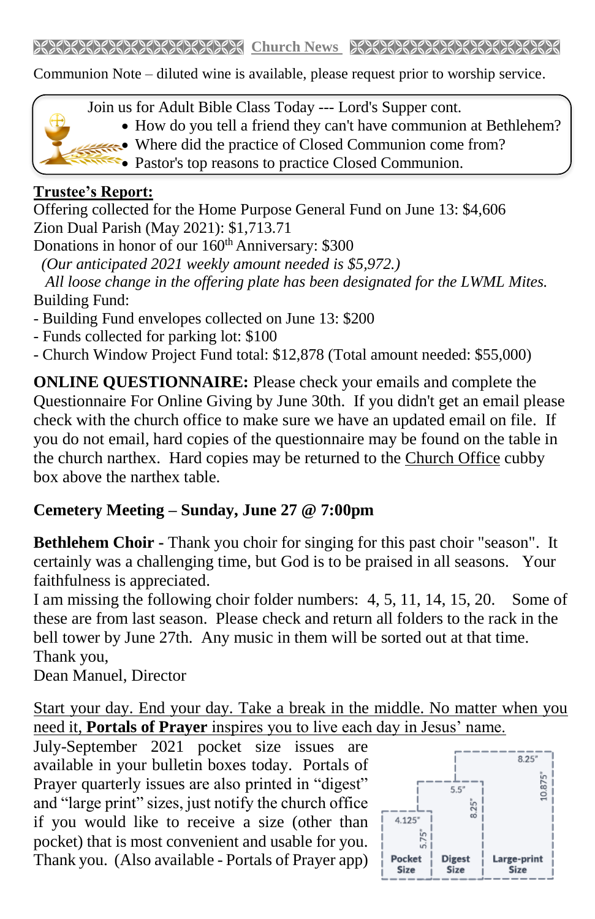## Church News

Communion Note – diluted wine is available, please request prior to worship service.

Join us for Adult Bible Class Today --- Lord's Supper cont.

- How do you tell a friend they can't have communion at Bethlehem?
- Where did the practice of Closed Communion come from?
- Pastor's top reasons to practice Closed Communion.

**Trustee's Report:**

Offering collected for the Home Purpose General Fund on June 13: $4,606
Zion Dual Parish (May 2021): $1,713.71
Donations in honor of our 160th Anniversary: $300
*(Our anticipated 2021 weekly amount needed is $5,972.)*
*All loose change in the offering plate has been designated for the LWML Mites.*
Building Fund:
- Building Fund envelopes collected on June 13: $200
- Funds collected for parking lot: $100
- Church Window Project Fund total: $12,878 (Total amount needed: $55,000)

**ONLINE QUESTIONNAIRE:** Please check your emails and complete the Questionnaire For Online Giving by June 30th. If you didn't get an email please check with the church office to make sure we have an updated email on file. If you do not email, hard copies of the questionnaire may be found on the table in the church narthex. Hard copies may be returned to the Church Office cubby box above the narthex table.

**Cemetery Meeting – Sunday, June 27 @ 7:00pm**

**Bethlehem Choir -** Thank you choir for singing for this past choir "season". It certainly was a challenging time, but God is to be praised in all seasons. Your faithfulness is appreciated.
I am missing the following choir folder numbers: 4, 5, 11, 14, 15, 20. Some of these are from last season. Please check and return all folders to the rack in the bell tower by June 27th. Any music in them will be sorted out at that time.
Thank you,
Dean Manuel, Director

Start your day. End your day. Take a break in the middle. No matter when you need it, **Portals of Prayer** inspires you to live each day in Jesus' name.

July-September 2021 pocket size issues are available in your bulletin boxes today. Portals of Prayer quarterly issues are also printed in "digest" and "large print" sizes, just notify the church office if you would like to receive a size (other than pocket) that is most convenient and usable for you. Thank you. (Also available - Portals of Prayer app)

Pocket Size: 4.125" × 5.75" | Digest Size: 5.5" × 8.25" | Large-print Size: 8.25" × 10.875"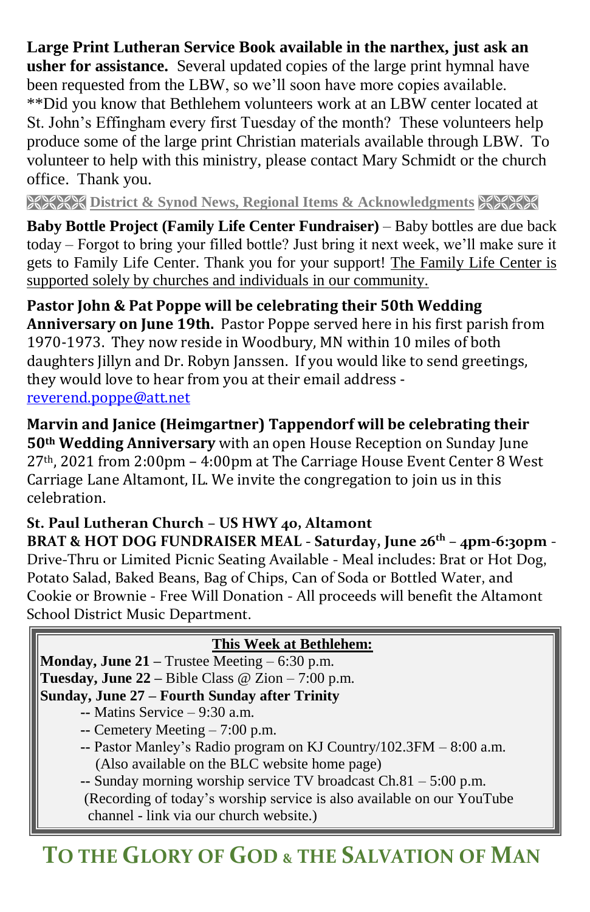**Large Print Lutheran Service Book available in the narthex, just ask an usher for assistance.** Several updated copies of the large print hymnal have been requested from the LBW, so we'll soon have more copies available. **Did you know that Bethlehem volunteers work at an LBW center located at St. John's Effingham every first Tuesday of the month? These volunteers help produce some of the large print Christian materials available through LBW. To volunteer to help with this ministry, please contact Mary Schmidt or the church office. Thank you.

## District & Synod News, Regional Items & Acknowledgments

**Baby Bottle Project (Family Life Center Fundraiser)** – Baby bottles are due back today – Forgot to bring your filled bottle? Just bring it next week, we'll make sure it gets to Family Life Center. Thank you for your support! The Family Life Center is supported solely by churches and individuals in our community.

**Pastor John & Pat Poppe will be celebrating their 50th Wedding Anniversary on June 19th.** Pastor Poppe served here in his first parish from 1970-1973. They now reside in Woodbury, MN within 10 miles of both daughters Jillyn and Dr. Robyn Janssen. If you would like to send greetings, they would love to hear from you at their email address - reverend.poppe@att.net

**Marvin and Janice (Heimgartner) Tappendorf will be celebrating their 50th Wedding Anniversary** with an open House Reception on Sunday June 27th, 2021 from 2:00pm – 4:00pm at The Carriage House Event Center 8 West Carriage Lane Altamont, IL. We invite the congregation to join us in this celebration.

**St. Paul Lutheran Church – US HWY 40, Altamont**
**BRAT & HOT DOG FUNDRAISER MEAL - Saturday, June 26th – 4pm-6:30pm** - Drive-Thru or Limited Picnic Seating Available - Meal includes: Brat or Hot Dog, Potato Salad, Baked Beans, Bag of Chips, Can of Soda or Bottled Water, and Cookie or Brownie - Free Will Donation - All proceeds will benefit the Altamont School District Music Department.

**This Week at Bethlehem:**

**Monday, June 21 –** Trustee Meeting – 6:30 p.m.
**Tuesday, June 22 –** Bible Class @ Zion – 7:00 p.m.
**Sunday, June 27 – Fourth Sunday after Trinity**

- Matins Service – 9:30 a.m.
- Cemetery Meeting – 7:00 p.m.
- Pastor Manley's Radio program on KJ Country/102.3FM – 8:00 a.m. (Also available on the BLC website home page)
- Sunday morning worship service TV broadcast Ch.81 – 5:00 p.m. (Recording of today's worship service is also available on our YouTube channel - link via our church website.)

**TO THE GLORY OF GOD & THE SALVATION OF MAN**